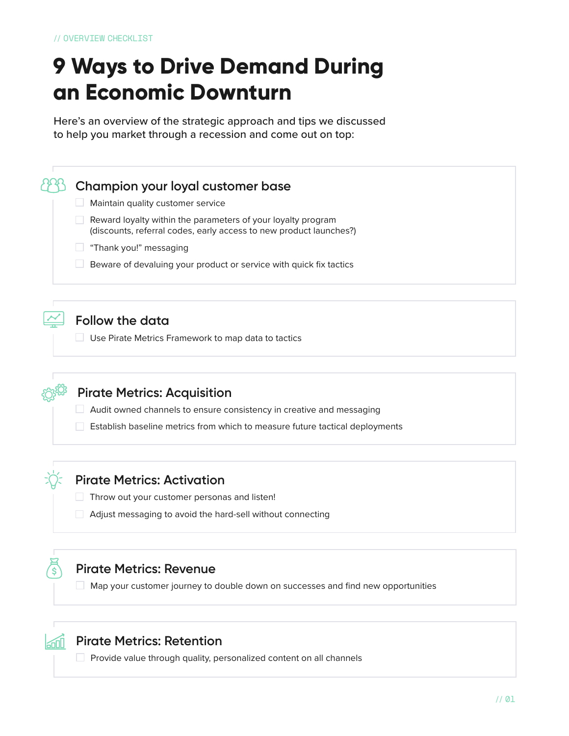// OVERVIEW CHECKLIST

# 9 Ways to Drive Demand During an Economic Downturn

Here's an overview of the strategic approach and tips we discussed to help you market through a recession and come out on top:

## Champion your loyal customer base

- [ ] Maintain quality customer service
- [ ] Reward loyalty within the parameters of your loyalty program (discounts, referral codes, early access to new product launches?)
- [ ] "Thank you!" messaging
- [ ] Beware of devaluing your product or service with quick fix tactics

## Follow the data

- [ ] Use Pirate Metrics Framework to map data to tactics

## Pirate Metrics: Acquisition

- [ ] Audit owned channels to ensure consistency in creative and messaging
- [ ] Establish baseline metrics from which to measure future tactical deployments

## Pirate Metrics: Activation

- [ ] Throw out your customer personas and listen!
- [ ] Adjust messaging to avoid the hard-sell without connecting

## Pirate Metrics: Revenue

- [ ] Map your customer journey to double down on successes and find new opportunities

## Pirate Metrics: Retention

- [ ] Provide value through quality, personalized content on all channels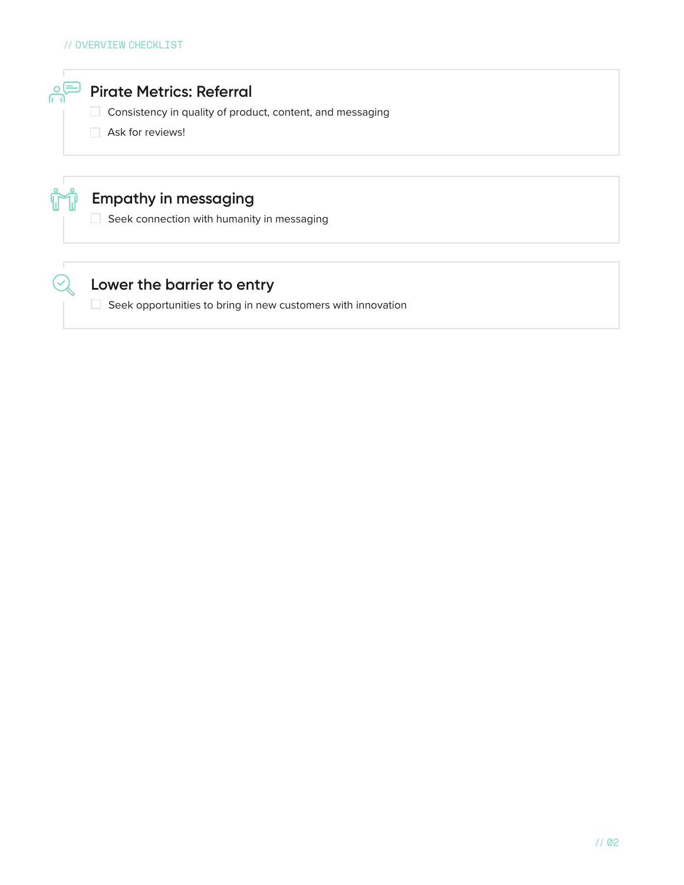// OVERVIEW CHECKLIST

## Pirate Metrics: Referral

- [ ] Consistency in quality of product, content, and messaging
- [ ] Ask for reviews!

## Empathy in messaging

- [ ] Seek connection with humanity in messaging

## Lower the barrier to entry

- [ ] Seek opportunities to bring in new customers with innovation